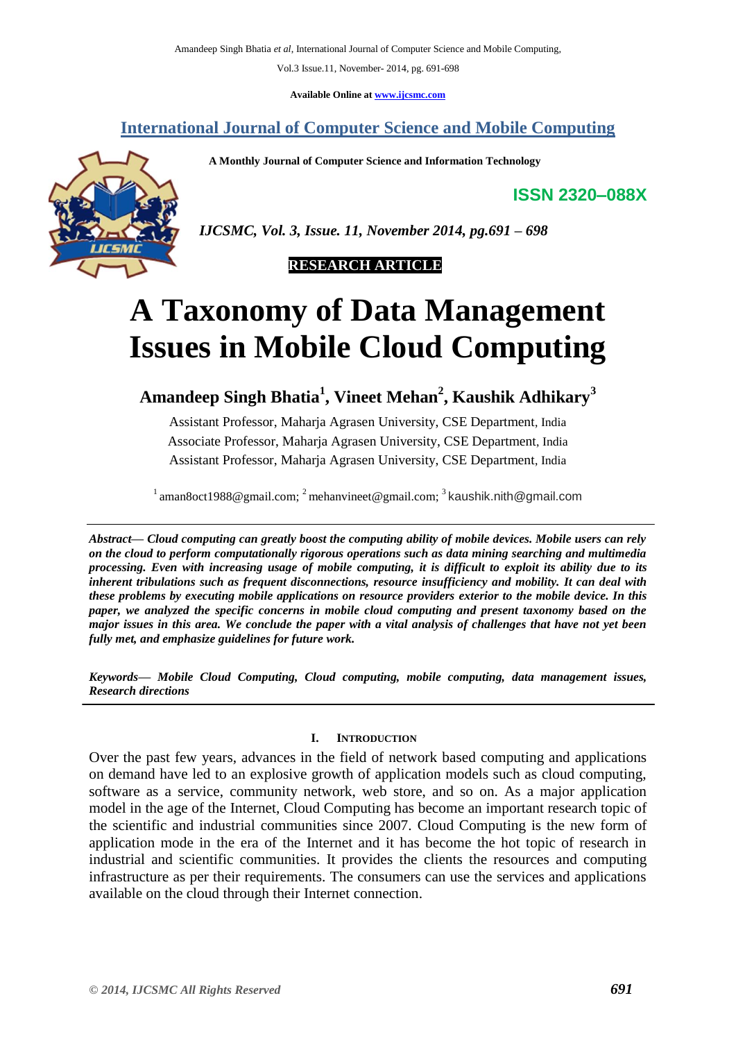**International Journal of Computer Science and Mobile Computing**

A Monthly Journal of Computer Science and Information Technology

**ISSN 2320–088X**

*IJCSMC, Vol. 3, Issue. 11, November 2014, pg.691 – 698*

**RESEARCH ARTICLE**

# A Taxonomy of Data Management Issues in Mobile Cloud Computing

**Amandeep Singh Bhatia[1], Vineet Mehan[2], Kaushik Adhikary[3]**

Assistant Professor, Maharja Agrasen University, CSE Department, India
Associate Professor, Maharja Agrasen University, CSE Department, India
Assistant Professor, Maharja Agrasen University, CSE Department, India

[1] aman8oct1988@gmail.com; [2] mehanvineet@gmail.com; [3] kaushik.nith@gmail.com

***Abstract— Cloud computing can greatly boost the computing ability of mobile devices. Mobile users can rely on the cloud to perform computationally rigorous operations such as data mining searching and multimedia processing. Even with increasing usage of mobile computing, it is difficult to exploit its ability due to its inherent tribulations such as frequent disconnections, resource insufficiency and mobility. It can deal with these problems by executing mobile applications on resource providers exterior to the mobile device. In this paper, we analyzed the specific concerns in mobile cloud computing and present taxonomy based on the major issues in this area. We conclude the paper with a vital analysis of challenges that have not yet been fully met, and emphasize guidelines for future work.***

***Keywords— Mobile Cloud Computing, Cloud computing, mobile computing, data management issues, Research directions***

## I. Introduction

Over the past few years, advances in the field of network based computing and applications on demand have led to an explosive growth of application models such as cloud computing, software as a service, community network, web store, and so on. As a major application model in the age of the Internet, Cloud Computing has become an important research topic of the scientific and industrial communities since 2007. Cloud Computing is the new form of application mode in the era of the Internet and it has become the hot topic of research in industrial and scientific communities. It provides the clients the resources and computing infrastructure as per their requirements. The consumers can use the services and applications available on the cloud through their Internet connection.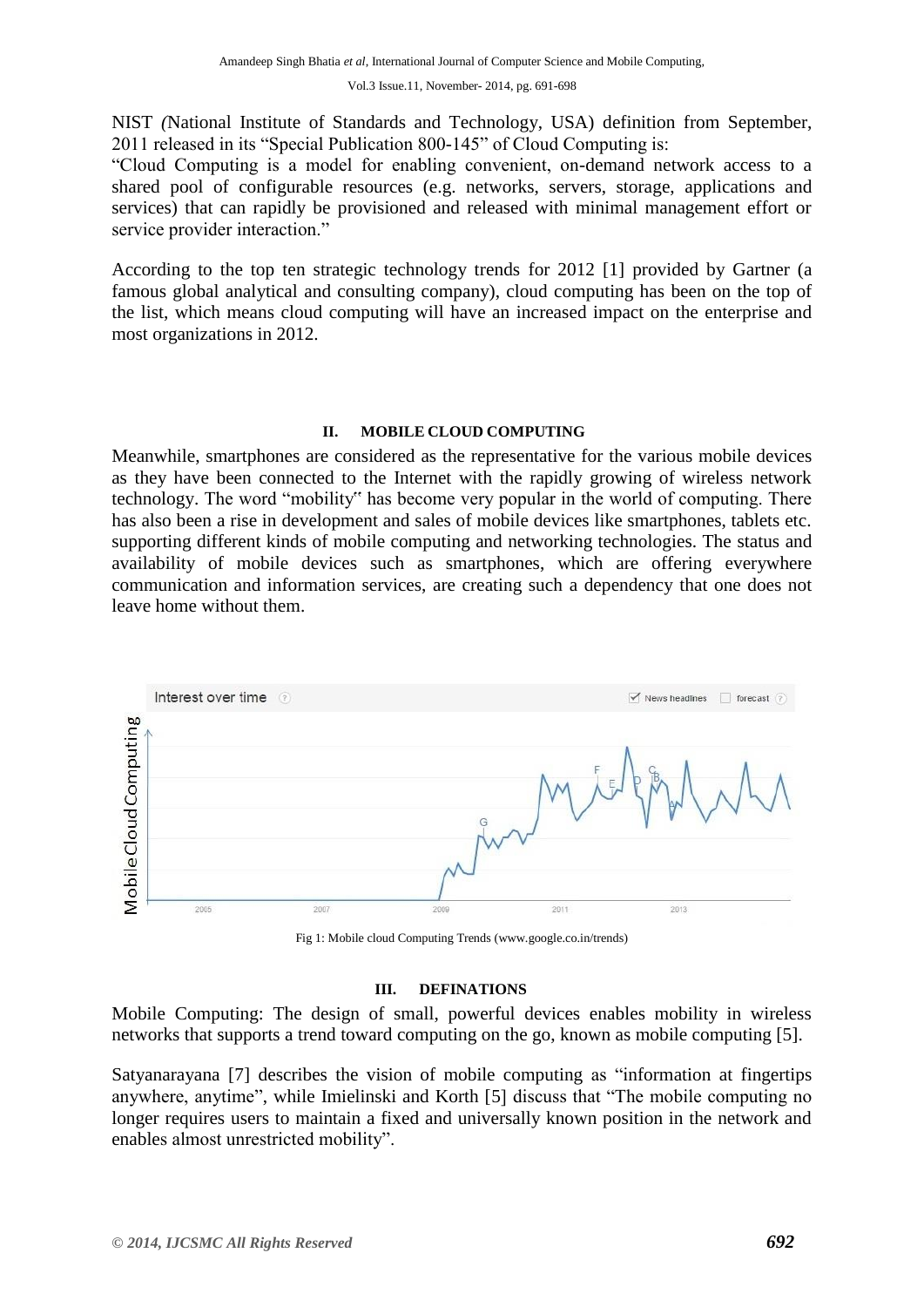NIST (National Institute of Standards and Technology, USA) definition from September, 2011 released in its "Special Publication 800-145" of Cloud Computing is:
"Cloud Computing is a model for enabling convenient, on-demand network access to a shared pool of configurable resources (e.g. networks, servers, storage, applications and services) that can rapidly be provisioned and released with minimal management effort or service provider interaction."

According to the top ten strategic technology trends for 2012 [1] provided by Gartner (a famous global analytical and consulting company), cloud computing has been on the top of the list, which means cloud computing will have an increased impact on the enterprise and most organizations in 2012.

## II. MOBILE CLOUD COMPUTING

Meanwhile, smartphones are considered as the representative for the various mobile devices as they have been connected to the Internet with the rapidly growing of wireless network technology. The word "mobility" has become very popular in the world of computing. There has also been a rise in development and sales of mobile devices like smartphones, tablets etc. supporting different kinds of mobile computing and networking technologies. The status and availability of mobile devices such as smartphones, which are offering everywhere communication and information services, are creating such a dependency that one does not leave home without them.

Interest over time
News headlines
forecast
Mobile Cloud Computing
G
F
E
D
C
B
A
2005
2007
2009
2011
2013

Fig 1: Mobile cloud Computing Trends (www.google.co.in/trends)

## III. DEFINATIONS

Mobile Computing: The design of small, powerful devices enables mobility in wireless networks that supports a trend toward computing on the go, known as mobile computing [5].

Satyanarayana [7] describes the vision of mobile computing as "information at fingertips anywhere, anytime", while Imielinski and Korth [5] discuss that "The mobile computing no longer requires users to maintain a fixed and universally known position in the network and enables almost unrestricted mobility".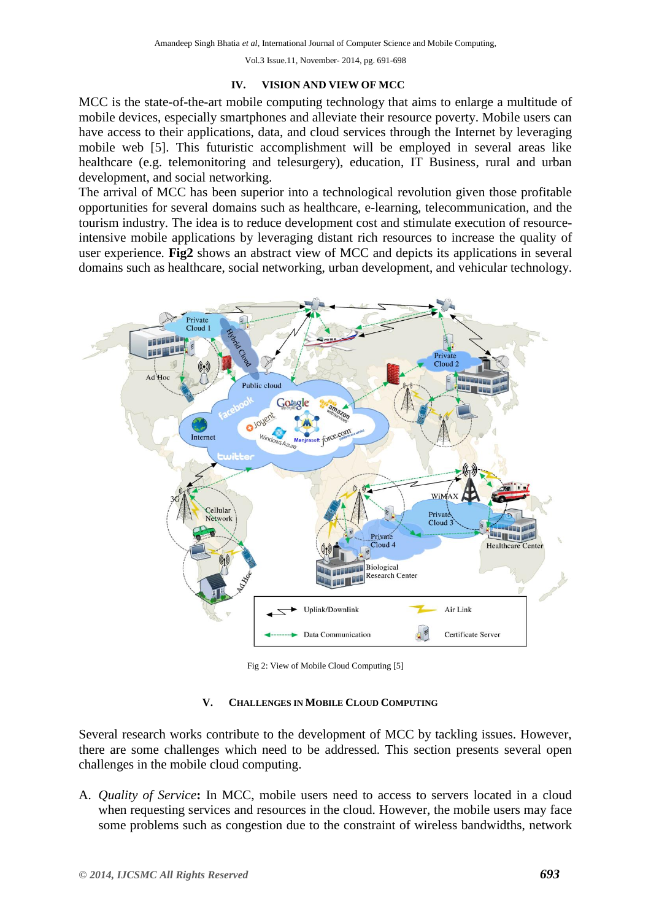## IV. VISION AND VIEW OF MCC

MCC is the state-of-the-art mobile computing technology that aims to enlarge a multitude of mobile devices, especially smartphones and alleviate their resource poverty. Mobile users can have access to their applications, data, and cloud services through the Internet by leveraging mobile web [5]. This futuristic accomplishment will be employed in several areas like healthcare (e.g. telemonitoring and telesurgery), education, IT Business, rural and urban development, and social networking.

The arrival of MCC has been superior into a technological revolution given those profitable opportunities for several domains such as healthcare, e-learning, telecommunication, and the tourism industry. The idea is to reduce development cost and stimulate execution of resource-intensive mobile applications by leveraging distant rich resources to increase the quality of user experience. **Fig2** shows an abstract view of MCC and depicts its applications in several domains such as healthcare, social networking, urban development, and vehicular technology.

Private Cloud 1
Hybrid Cloud
Ad Hoc
Public cloud
Private Cloud 2
Internet
3G
Cellular Network
Ad Hoc
WiMAX
Private Cloud 3
Private Cloud 4
Healthcare Center
Biological Research Center
Uplink/Downlink
Air Link
Data Communication
Certificate Server

Fig 2: View of Mobile Cloud Computing [5]

## V. CHALLENGES IN MOBILE CLOUD COMPUTING

Several research works contribute to the development of MCC by tackling issues. However, there are some challenges which need to be addressed. This section presents several open challenges in the mobile cloud computing.

A. *Quality of Service*: In MCC, mobile users need to access to servers located in a cloud when requesting services and resources in the cloud. However, the mobile users may face some problems such as congestion due to the constraint of wireless bandwidths, network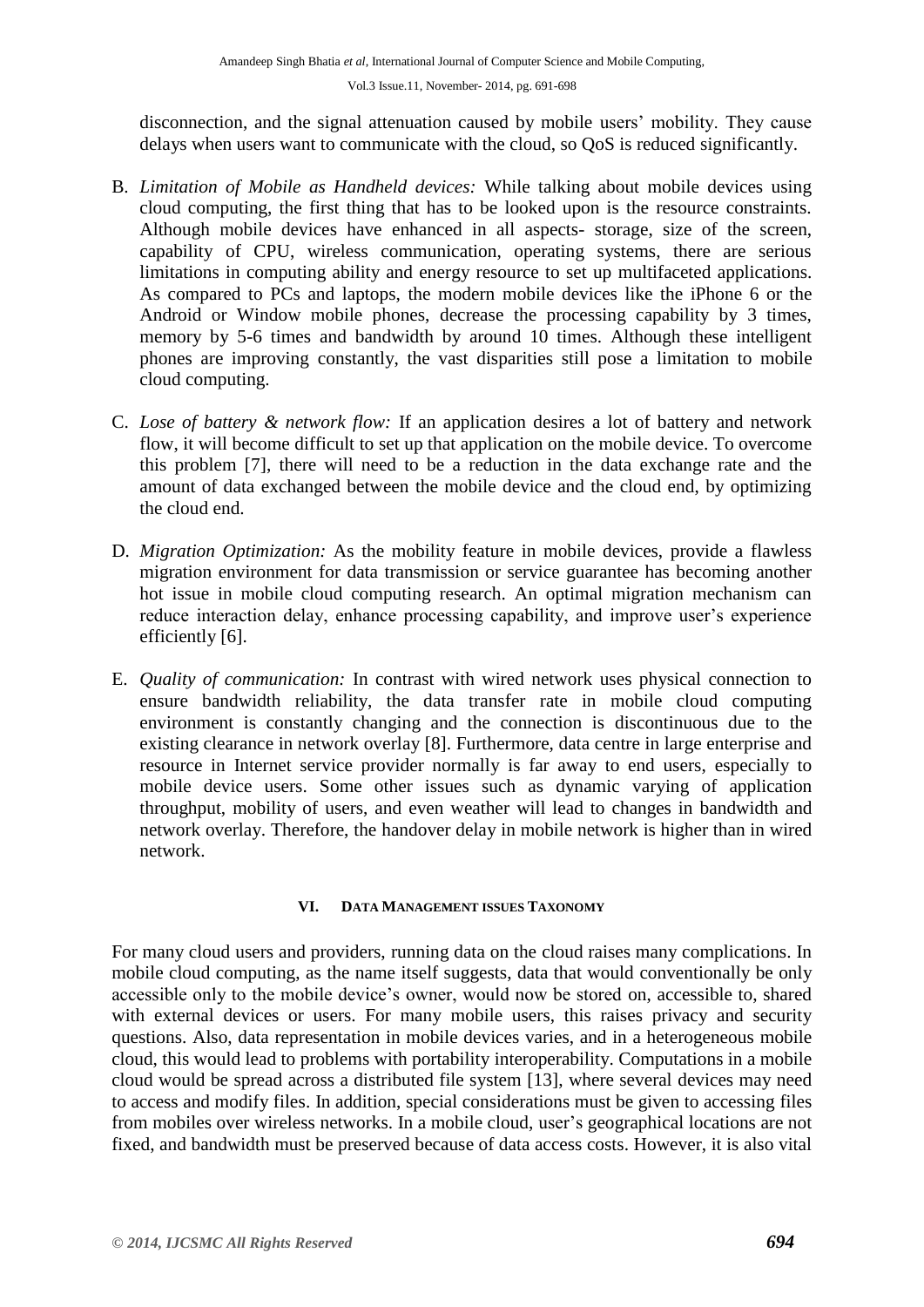disconnection, and the signal attenuation caused by mobile users' mobility. They cause delays when users want to communicate with the cloud, so QoS is reduced significantly.

B. *Limitation of Mobile as Handheld devices:* While talking about mobile devices using cloud computing, the first thing that has to be looked upon is the resource constraints. Although mobile devices have enhanced in all aspects- storage, size of the screen, capability of CPU, wireless communication, operating systems, there are serious limitations in computing ability and energy resource to set up multifaceted applications. As compared to PCs and laptops, the modern mobile devices like the iPhone 6 or the Android or Window mobile phones, decrease the processing capability by 3 times, memory by 5-6 times and bandwidth by around 10 times. Although these intelligent phones are improving constantly, the vast disparities still pose a limitation to mobile cloud computing.

C. *Lose of battery & network flow:* If an application desires a lot of battery and network flow, it will become difficult to set up that application on the mobile device. To overcome this problem [7], there will need to be a reduction in the data exchange rate and the amount of data exchanged between the mobile device and the cloud end, by optimizing the cloud end.

D. *Migration Optimization:* As the mobility feature in mobile devices, provide a flawless migration environment for data transmission or service guarantee has becoming another hot issue in mobile cloud computing research. An optimal migration mechanism can reduce interaction delay, enhance processing capability, and improve user's experience efficiently [6].

E. *Quality of communication:* In contrast with wired network uses physical connection to ensure bandwidth reliability, the data transfer rate in mobile cloud computing environment is constantly changing and the connection is discontinuous due to the existing clearance in network overlay [8]. Furthermore, data centre in large enterprise and resource in Internet service provider normally is far away to end users, especially to mobile device users. Some other issues such as dynamic varying of application throughput, mobility of users, and even weather will lead to changes in bandwidth and network overlay. Therefore, the handover delay in mobile network is higher than in wired network.

## VI. Data Management issues Taxonomy

For many cloud users and providers, running data on the cloud raises many complications. In mobile cloud computing, as the name itself suggests, data that would conventionally be only accessible only to the mobile device's owner, would now be stored on, accessible to, shared with external devices or users. For many mobile users, this raises privacy and security questions. Also, data representation in mobile devices varies, and in a heterogeneous mobile cloud, this would lead to problems with portability interoperability. Computations in a mobile cloud would be spread across a distributed file system [13], where several devices may need to access and modify files. In addition, special considerations must be given to accessing files from mobiles over wireless networks. In a mobile cloud, user's geographical locations are not fixed, and bandwidth must be preserved because of data access costs. However, it is also vital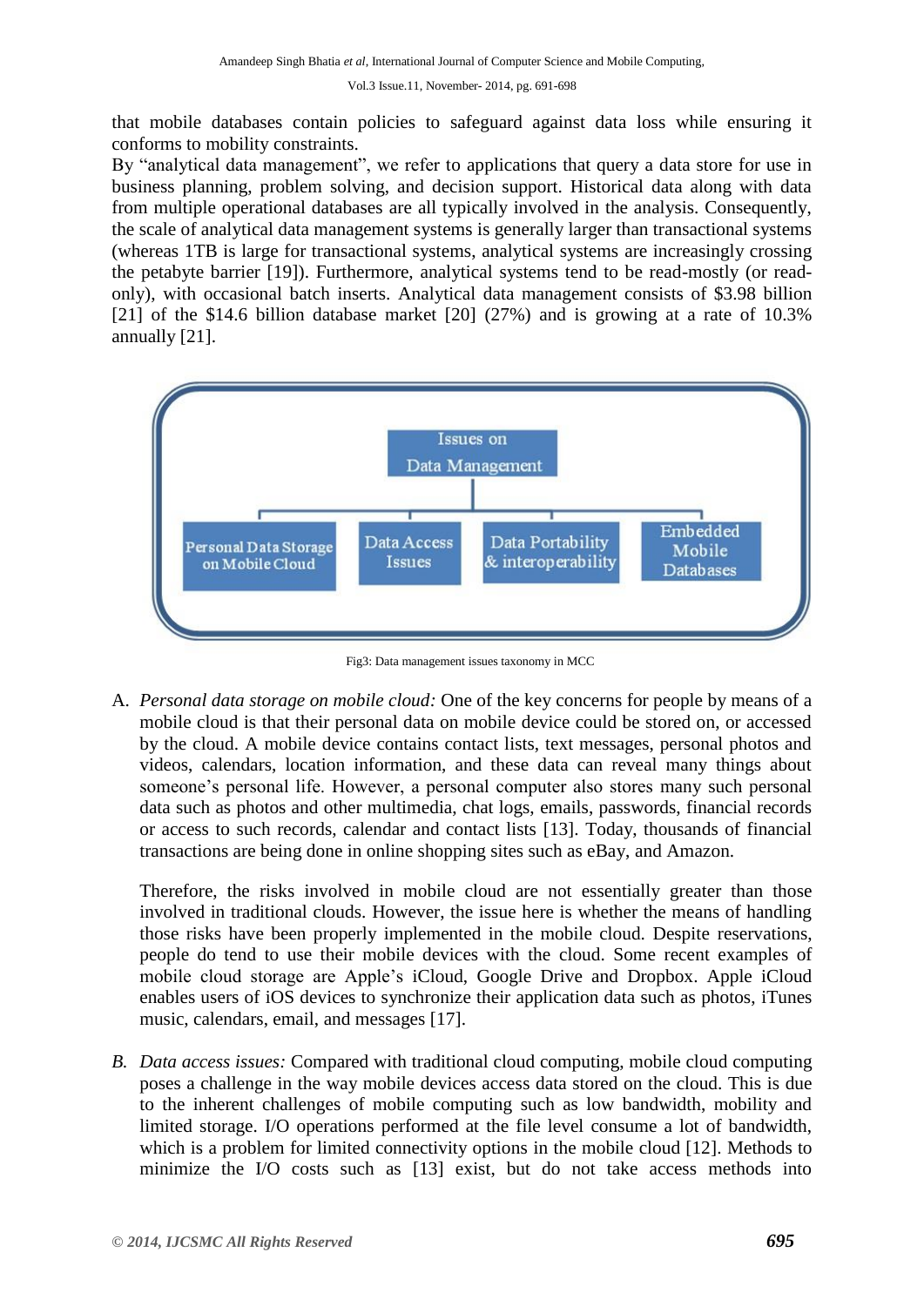that mobile databases contain policies to safeguard against data loss while ensuring it conforms to mobility constraints.

By "analytical data management", we refer to applications that query a data store for use in business planning, problem solving, and decision support. Historical data along with data from multiple operational databases are all typically involved in the analysis. Consequently, the scale of analytical data management systems is generally larger than transactional systems (whereas 1TB is large for transactional systems, analytical systems are increasingly crossing the petabyte barrier [19]). Furthermore, analytical systems tend to be read-mostly (or read-only), with occasional batch inserts. Analytical data management consists of $3.98 billion [21] of the $14.6 billion database market [20] (27%) and is growing at a rate of 10.3% annually [21].

Issues on Data Management

Personal Data Storage on Mobile Cloud

Data Access Issues

Data Portability & interoperability

Embedded Mobile Databases

Fig3: Data management issues taxonomy in MCC

A. *Personal data storage on mobile cloud:* One of the key concerns for people by means of a mobile cloud is that their personal data on mobile device could be stored on, or accessed by the cloud. A mobile device contains contact lists, text messages, personal photos and videos, calendars, location information, and these data can reveal many things about someone's personal life. However, a personal computer also stores many such personal data such as photos and other multimedia, chat logs, emails, passwords, financial records or access to such records, calendar and contact lists [13]. Today, thousands of financial transactions are being done in online shopping sites such as eBay, and Amazon.

   Therefore, the risks involved in mobile cloud are not essentially greater than those involved in traditional clouds. However, the issue here is whether the means of handling those risks have been properly implemented in the mobile cloud. Despite reservations, people do tend to use their mobile devices with the cloud. Some recent examples of mobile cloud storage are Apple's iCloud, Google Drive and Dropbox. Apple iCloud enables users of iOS devices to synchronize their application data such as photos, iTunes music, calendars, email, and messages [17].

B. *Data access issues:* Compared with traditional cloud computing, mobile cloud computing poses a challenge in the way mobile devices access data stored on the cloud. This is due to the inherent challenges of mobile computing such as low bandwidth, mobility and limited storage. I/O operations performed at the file level consume a lot of bandwidth, which is a problem for limited connectivity options in the mobile cloud [12]. Methods to minimize the I/O costs such as [13] exist, but do not take access methods into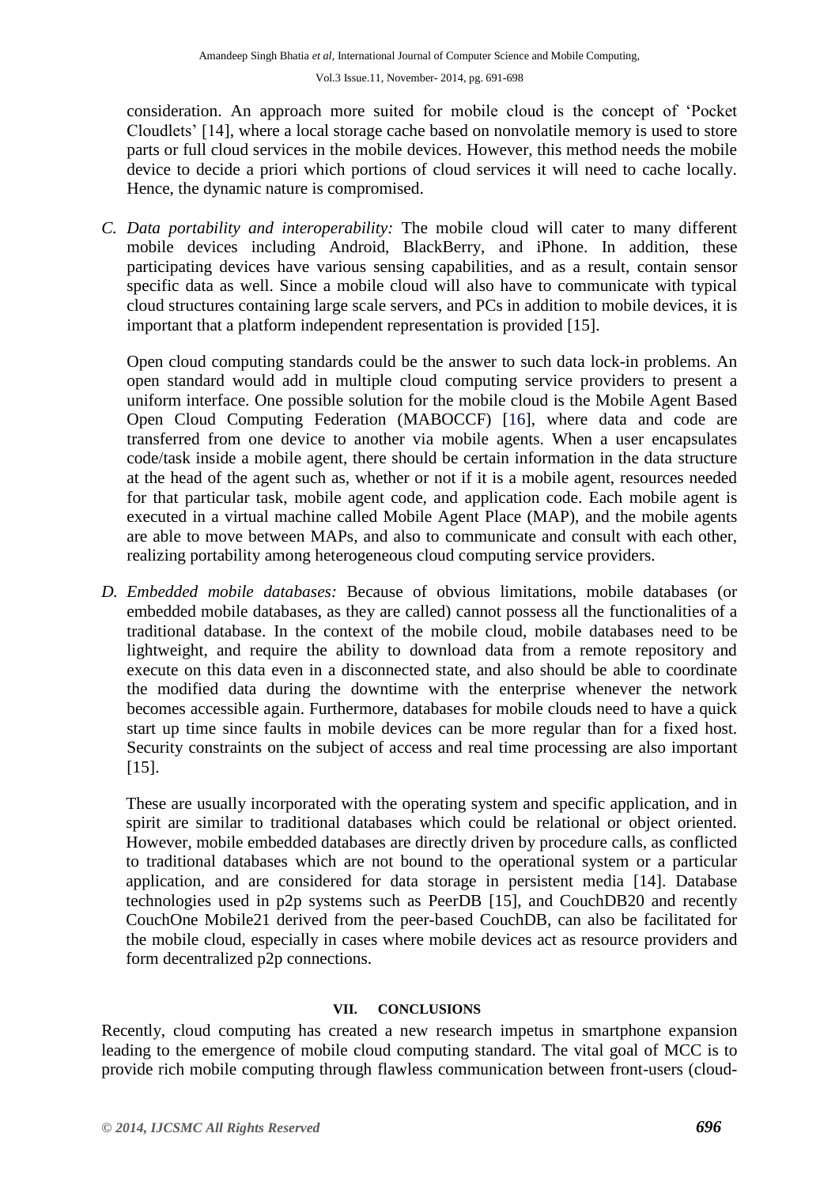consideration. An approach more suited for mobile cloud is the concept of 'Pocket Cloudlets' [14], where a local storage cache based on nonvolatile memory is used to store parts or full cloud services in the mobile devices. However, this method needs the mobile device to decide a priori which portions of cloud services it will need to cache locally. Hence, the dynamic nature is compromised.

C. *Data portability and interoperability:* The mobile cloud will cater to many different mobile devices including Android, BlackBerry, and iPhone. In addition, these participating devices have various sensing capabilities, and as a result, contain sensor specific data as well. Since a mobile cloud will also have to communicate with typical cloud structures containing large scale servers, and PCs in addition to mobile devices, it is important that a platform independent representation is provided [15].

Open cloud computing standards could be the answer to such data lock-in problems. An open standard would add in multiple cloud computing service providers to present a uniform interface. One possible solution for the mobile cloud is the Mobile Agent Based Open Cloud Computing Federation (MABOCCF) [16], where data and code are transferred from one device to another via mobile agents. When a user encapsulates code/task inside a mobile agent, there should be certain information in the data structure at the head of the agent such as, whether or not if it is a mobile agent, resources needed for that particular task, mobile agent code, and application code. Each mobile agent is executed in a virtual machine called Mobile Agent Place (MAP), and the mobile agents are able to move between MAPs, and also to communicate and consult with each other, realizing portability among heterogeneous cloud computing service providers.

D. *Embedded mobile databases:* Because of obvious limitations, mobile databases (or embedded mobile databases, as they are called) cannot possess all the functionalities of a traditional database. In the context of the mobile cloud, mobile databases need to be lightweight, and require the ability to download data from a remote repository and execute on this data even in a disconnected state, and also should be able to coordinate the modified data during the downtime with the enterprise whenever the network becomes accessible again. Furthermore, databases for mobile clouds need to have a quick start up time since faults in mobile devices can be more regular than for a fixed host. Security constraints on the subject of access and real time processing are also important [15].

These are usually incorporated with the operating system and specific application, and in spirit are similar to traditional databases which could be relational or object oriented. However, mobile embedded databases are directly driven by procedure calls, as conflicted to traditional databases which are not bound to the operational system or a particular application, and are considered for data storage in persistent media [14]. Database technologies used in p2p systems such as PeerDB [15], and CouchDB20 and recently CouchOne Mobile21 derived from the peer-based CouchDB, can also be facilitated for the mobile cloud, especially in cases where mobile devices act as resource providers and form decentralized p2p connections.

## VII. CONCLUSIONS

Recently, cloud computing has created a new research impetus in smartphone expansion leading to the emergence of mobile cloud computing standard. The vital goal of MCC is to provide rich mobile computing through flawless communication between front-users (cloud-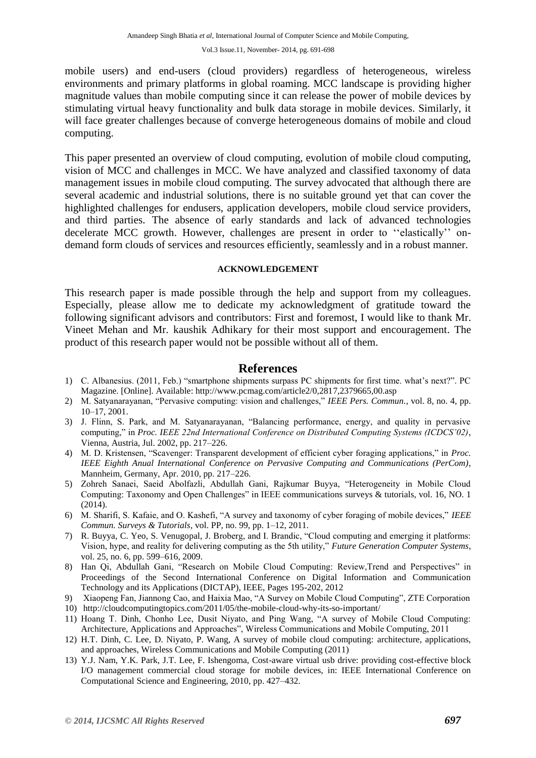mobile users) and end-users (cloud providers) regardless of heterogeneous, wireless environments and primary platforms in global roaming. MCC landscape is providing higher magnitude values than mobile computing since it can release the power of mobile devices by stimulating virtual heavy functionality and bulk data storage in mobile devices. Similarly, it will face greater challenges because of converge heterogeneous domains of mobile and cloud computing.

This paper presented an overview of cloud computing, evolution of mobile cloud computing, vision of MCC and challenges in MCC. We have analyzed and classified taxonomy of data management issues in mobile cloud computing. The survey advocated that although there are several academic and industrial solutions, there is no suitable ground yet that can cover the highlighted challenges for endusers, application developers, mobile cloud service providers, and third parties. The absence of early standards and lack of advanced technologies decelerate MCC growth. However, challenges are present in order to ''elastically'' on-demand form clouds of services and resources efficiently, seamlessly and in a robust manner.

### ACKNOWLEDGEMENT

This research paper is made possible through the help and support from my colleagues. Especially, please allow me to dedicate my acknowledgment of gratitude toward the following significant advisors and contributors: First and foremost, I would like to thank Mr. Vineet Mehan and Mr. kaushik Adhikary for their most support and encouragement. The product of this research paper would not be possible without all of them.

## References

1) C. Albanesius. (2011, Feb.) "smartphone shipments surpass PC shipments for first time. what's next?". PC Magazine. [Online]. Available: http://www.pcmag.com/article2/0,2817,2379665,00.asp
2) M. Satyanarayanan, "Pervasive computing: vision and challenges," *IEEE Pers. Commun.*, vol. 8, no. 4, pp. 10–17, 2001.
3) J. Flinn, S. Park, and M. Satyanarayanan, "Balancing performance, energy, and quality in pervasive computing," in *Proc. IEEE 22nd International Conference on Distributed Computing Systems (ICDCS'02)*, Vienna, Austria, Jul. 2002, pp. 217–226.
4) M. D. Kristensen, "Scavenger: Transparent development of efficient cyber foraging applications," in *Proc. IEEE Eighth Anual International Conference on Pervasive Computing and Communications (PerCom)*, Mannheim, Germany, Apr. 2010, pp. 217–226.
5) Zohreh Sanaei, Saeid Abolfazli, Abdullah Gani, Rajkumar Buyya, "Heterogeneity in Mobile Cloud Computing: Taxonomy and Open Challenges" in IEEE communications surveys & tutorials, vol. 16, NO. 1 (2014).
6) M. Sharifi, S. Kafaie, and O. Kashefi, "A survey and taxonomy of cyber foraging of mobile devices," *IEEE Commun. Surveys & Tutorials*, vol. PP, no. 99, pp. 1–12, 2011.
7) R. Buyya, C. Yeo, S. Venugopal, J. Broberg, and I. Brandic, "Cloud computing and emerging it platforms: Vision, hype, and reality for delivering computing as the 5th utility," *Future Generation Computer Systems*, vol. 25, no. 6, pp. 599–616, 2009.
8) Han Qi, Abdullah Gani, "Research on Mobile Cloud Computing: Review,Trend and Perspectives" in Proceedings of the Second International Conference on Digital Information and Communication Technology and its Applications (DICTAP), IEEE, Pages 195-202, 2012
9) Xiaopeng Fan, Jiannong Cao, and Haixia Mao, "A Survey on Mobile Cloud Computing", ZTE Corporation
10) http://cloudcomputingtopics.com/2011/05/the-mobile-cloud-why-its-so-important/
11) Hoang T. Dinh, Chonho Lee, Dusit Niyato, and Ping Wang, "A survey of Mobile Cloud Computing: Architecture, Applications and Approaches", Wireless Communications and Mobile Computing, 2011
12) H.T. Dinh, C. Lee, D. Niyato, P. Wang, A survey of mobile cloud computing: architecture, applications, and approaches, Wireless Communications and Mobile Computing (2011)
13) Y.J. Nam, Y.K. Park, J.T. Lee, F. Ishengoma, Cost-aware virtual usb drive: providing cost-effective block I/O management commercial cloud storage for mobile devices, in: IEEE International Conference on Computational Science and Engineering, 2010, pp. 427–432.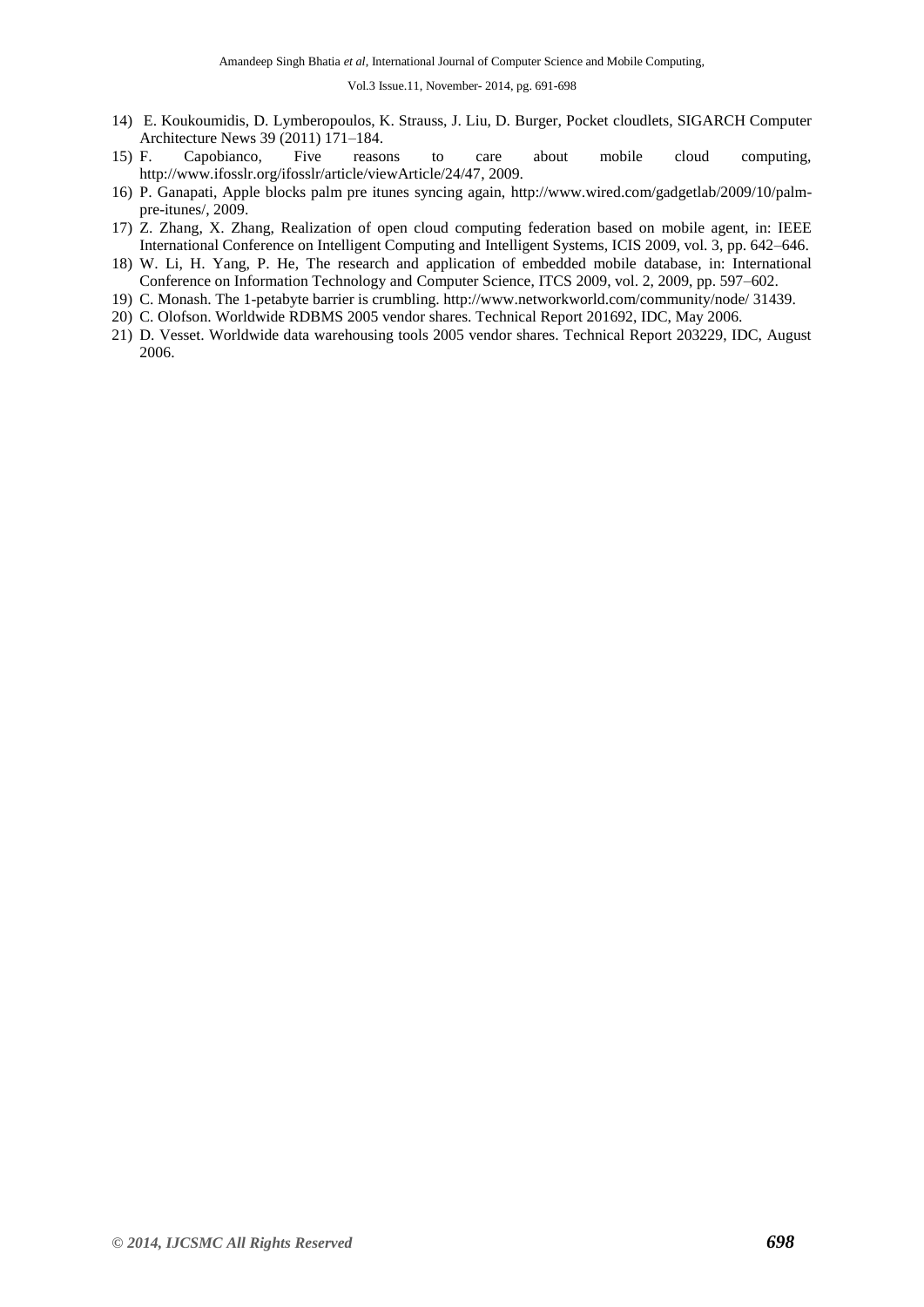14) E. Koukoumidis, D. Lymberopoulos, K. Strauss, J. Liu, D. Burger, Pocket cloudlets, SIGARCH Computer Architecture News 39 (2011) 171–184.
15) F. Capobianco, Five reasons to care about mobile cloud computing, http://www.ifosslr.org/ifosslr/article/viewArticle/24/47, 2009.
16) P. Ganapati, Apple blocks palm pre itunes syncing again, http://www.wired.com/gadgetlab/2009/10/palm-pre-itunes/, 2009.
17) Z. Zhang, X. Zhang, Realization of open cloud computing federation based on mobile agent, in: IEEE International Conference on Intelligent Computing and Intelligent Systems, ICIS 2009, vol. 3, pp. 642–646.
18) W. Li, H. Yang, P. He, The research and application of embedded mobile database, in: International Conference on Information Technology and Computer Science, ITCS 2009, vol. 2, 2009, pp. 597–602.
19) C. Monash. The 1-petabyte barrier is crumbling. http://www.networkworld.com/community/node/ 31439.
20) C. Olofson. Worldwide RDBMS 2005 vendor shares. Technical Report 201692, IDC, May 2006.
21) D. Vesset. Worldwide data warehousing tools 2005 vendor shares. Technical Report 203229, IDC, August 2006.